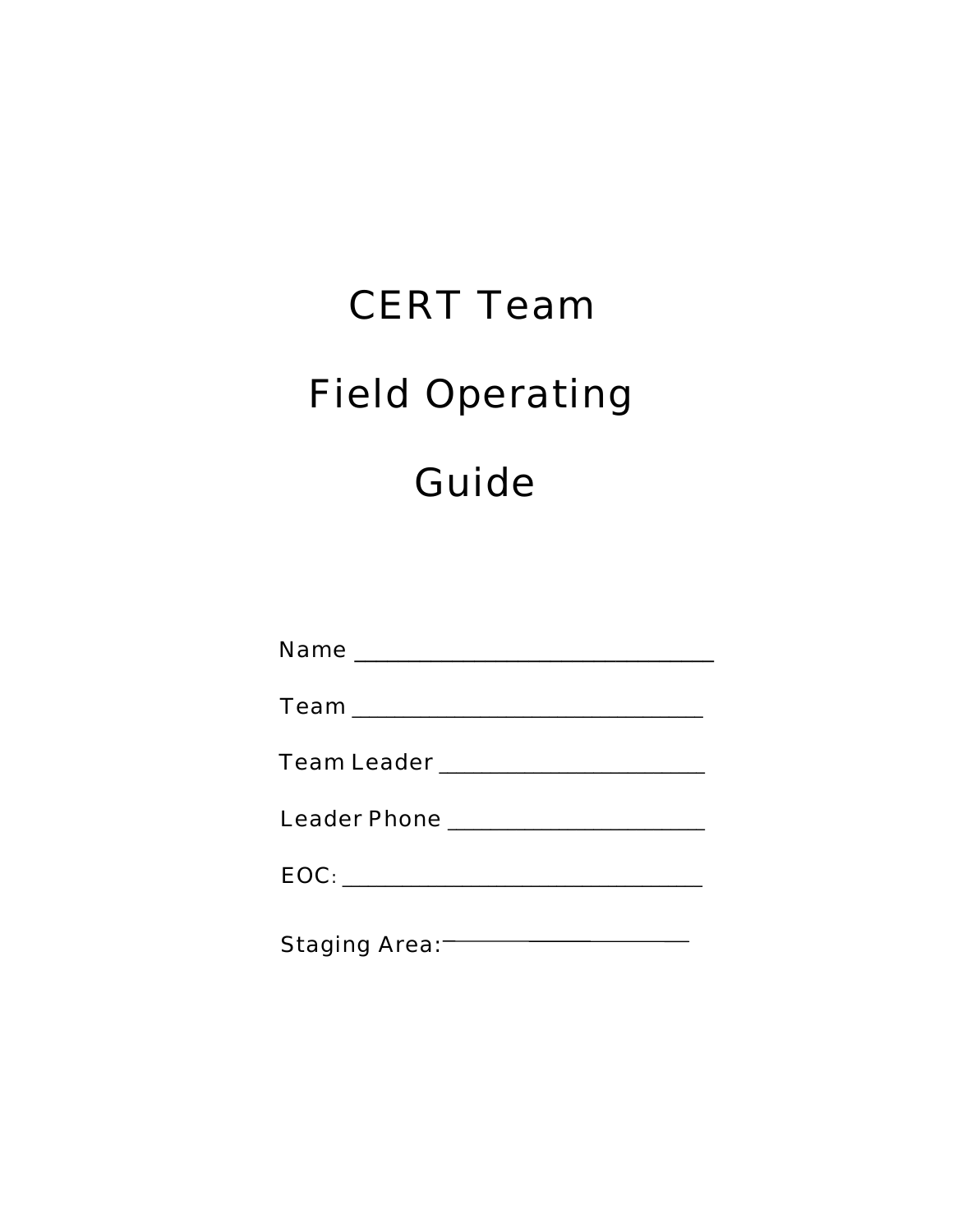# CERT Team

# Field Operating

# Guide

Name ________________________________

Team ________________________________

Team Leader ________________________

Leader Phone _______________________

EOC: ________________________________

Staging Area: ______________________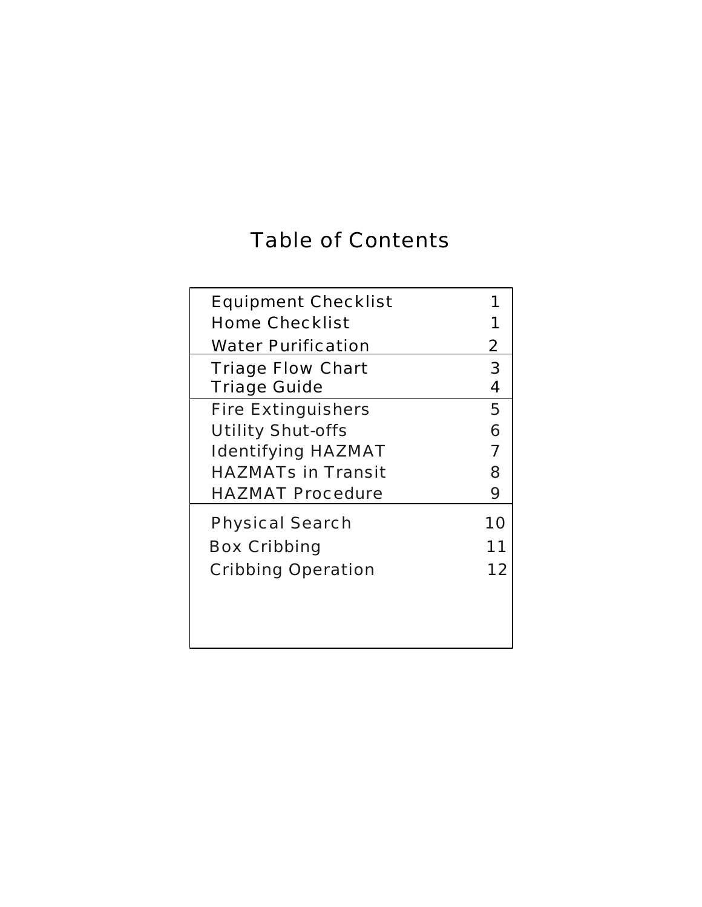# Table of Contents

| Section | Page |
|---|---|
| Equipment Checklist | 1 |
| Home Checklist | 1 |
| Water Purification | 2 |
| Triage Flow Chart | 3 |
| Triage Guide | 4 |
| Fire Extinguishers | 5 |
| Utility Shut-offs | 6 |
| Identifying HAZMAT | 7 |
| HAZMATs in Transit | 8 |
| HAZMAT Procedure | 9 |
| Physical Search | 10 |
| Box Cribbing | 11 |
| Cribbing Operation | 12 |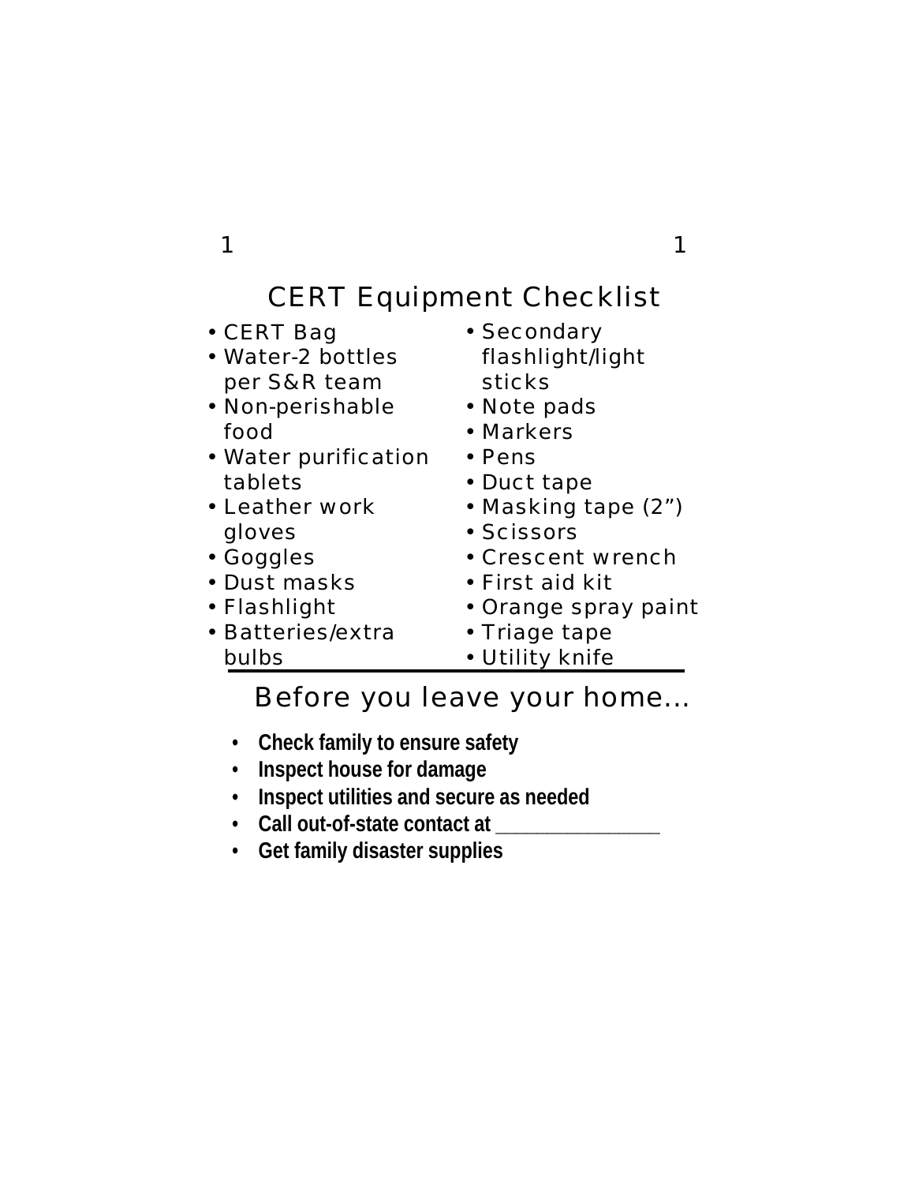# CERT Equipment Checklist

- CERT Bag
- Water-2 bottles per S&R team
- Non-perishable food
- Water purification tablets
- Leather work gloves
- Goggles
- Dust masks
- Flashlight
- Batteries/extra bulbs
- Secondary flashlight/light sticks
- Note pads
- Markers
- Pens
- Duct tape
- Masking tape (2")
- Scissors
- Crescent wrench
- First aid kit
- Orange spray paint
- Triage tape
- Utility knife

---

# Before you leave your home…

- **Check family to ensure safety**
- **Inspect house for damage**
- **Inspect utilities and secure as needed**
- **Call out-of-state contact at _______________**
- **Get family disaster supplies**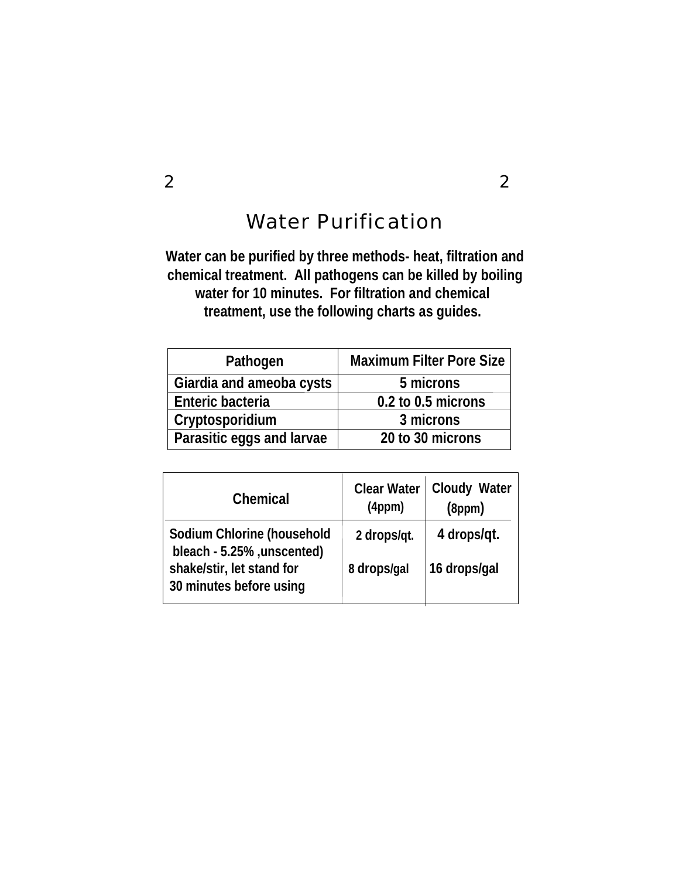# Water Purification

**Water can be purified by three methods- heat, filtration and chemical treatment. All pathogens can be killed by boiling water for 10 minutes. For filtration and chemical treatment, use the following charts as guides.**

| Pathogen | Maximum Filter Pore Size |
|---|---|
| Giardia and ameoba cysts | 5 microns |
| Enteric bacteria | 0.2 to 0.5 microns |
| Cryptosporidium | 3 microns |
| Parasitic eggs and larvae | 20 to 30 microns |

| Chemical | Clear Water (4ppm) | Cloudy Water (8ppm) |
|---|---|---|
| Sodium Chlorine (household bleach - 5.25% ,unscented) shake/stir, let stand for 30 minutes before using | 2 drops/qt. 8 drops/gal | 4 drops/qt. 16 drops/gal |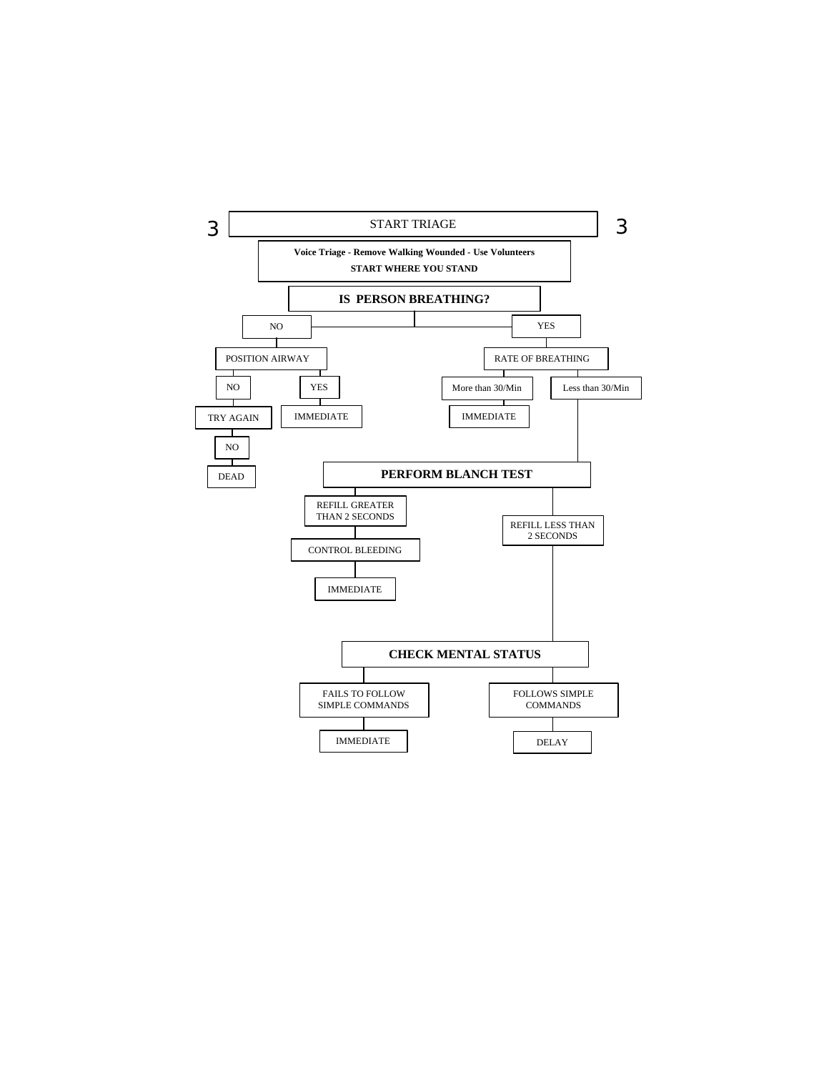# START TRIAGE

**Voice Triage - Remove Walking Wounded - Use Volunteers**

**START WHERE YOU STAND**

## IS PERSON BREATHING?

- **NO**
  - POSITION AIRWAY
    - NO
      - TRY AGAIN
        - NO
          - DEAD
    - YES
      - IMMEDIATE
- **YES**
  - RATE OF BREATHING
    - More than 30/Min
      - IMMEDIATE
    - Less than 30/Min
      - **PERFORM BLANCH TEST**
        - REFILL GREATER THAN 2 SECONDS
          - CONTROL BLEEDING
            - IMMEDIATE
        - REFILL LESS THAN 2 SECONDS
          - **CHECK MENTAL STATUS**
            - FAILS TO FOLLOW SIMPLE COMMANDS
              - IMMEDIATE
            - FOLLOWS SIMPLE COMMANDS
              - DELAY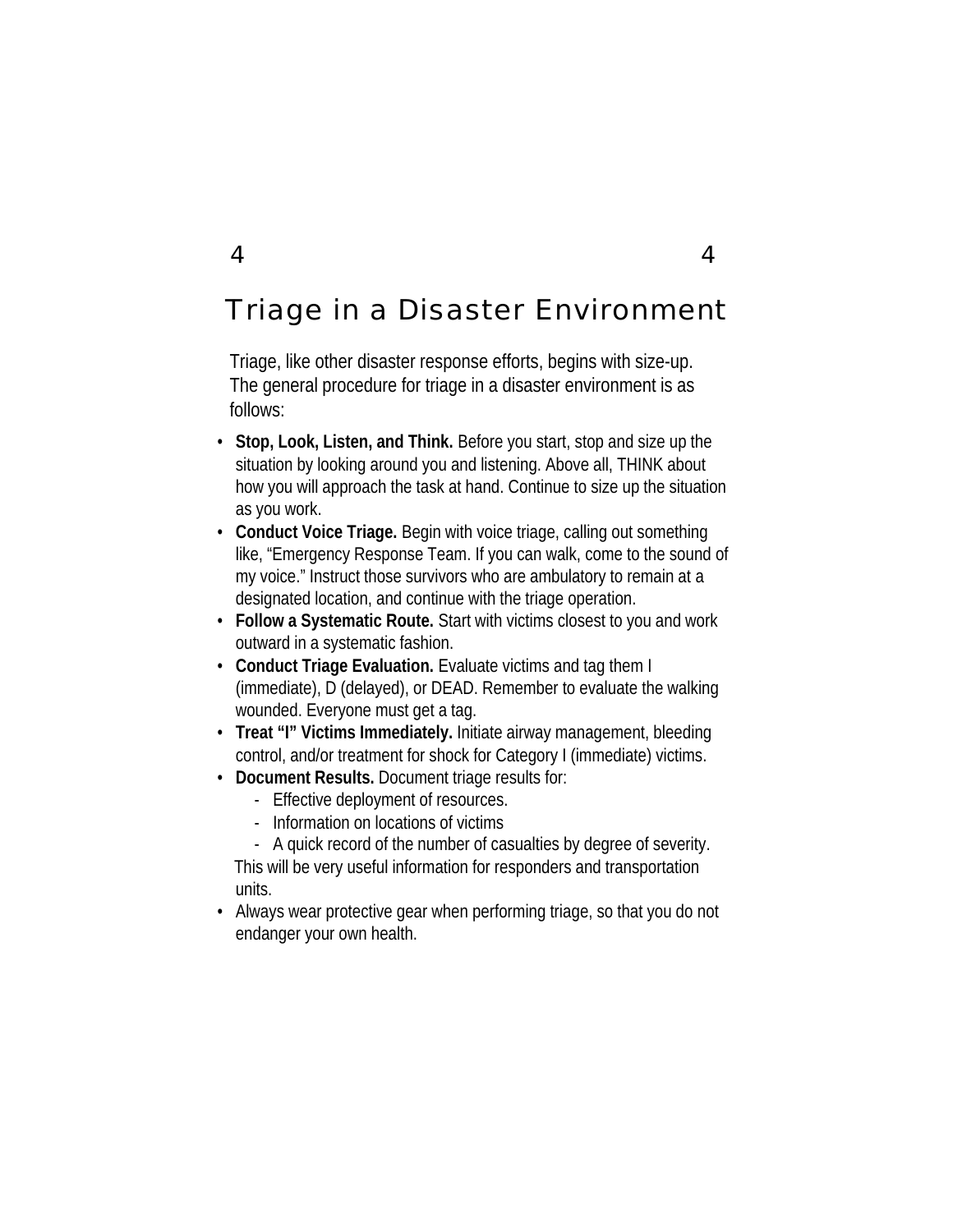# Triage in a Disaster Environment

Triage, like other disaster response efforts, begins with size-up. The general procedure for triage in a disaster environment is as follows:

- **Stop, Look, Listen, and Think.** Before you start, stop and size up the situation by looking around you and listening. Above all, THINK about how you will approach the task at hand. Continue to size up the situation as you work.
- **Conduct Voice Triage.** Begin with voice triage, calling out something like, "Emergency Response Team. If you can walk, come to the sound of my voice." Instruct those survivors who are ambulatory to remain at a designated location, and continue with the triage operation.
- **Follow a Systematic Route.** Start with victims closest to you and work outward in a systematic fashion.
- **Conduct Triage Evaluation.** Evaluate victims and tag them I (immediate), D (delayed), or DEAD. Remember to evaluate the walking wounded. Everyone must get a tag.
- **Treat "I" Victims Immediately.** Initiate airway management, bleeding control, and/or treatment for shock for Category I (immediate) victims.
- **Document Results.** Document triage results for:
  - Effective deployment of resources.
  - Information on locations of victims
  - A quick record of the number of casualties by degree of severity.

  This will be very useful information for responders and transportation units.
- Always wear protective gear when performing triage, so that you do not endanger your own health.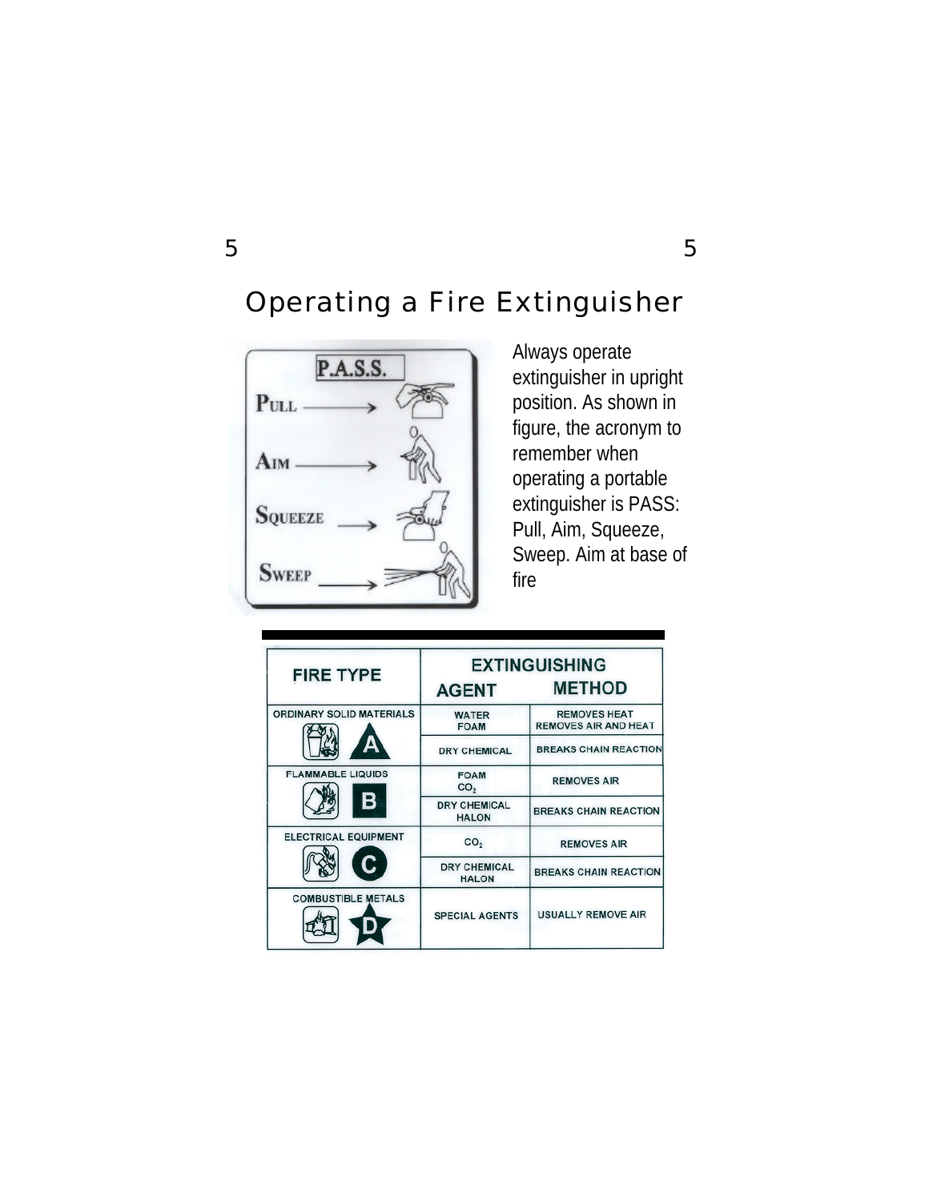# Operating a Fire Extinguisher

**P.A.S.S.**

- PULL
- AIM
- SQUEEZE
- SWEEP

Always operate extinguisher in upright position. As shown in figure, the acronym to remember when operating a portable extinguisher is PASS: Pull, Aim, Squeeze, Sweep. Aim at base of fire

| FIRE TYPE | EXTINGUISHING AGENT | EXTINGUISHING METHOD |
|---|---|---|
| ORDINARY SOLID MATERIALS (A) | WATER<br>FOAM | REMOVES HEAT<br>REMOVES AIR AND HEAT |
| | DRY CHEMICAL | BREAKS CHAIN REACTION |
| FLAMMABLE LIQUIDS (B) | FOAM<br>$CO_2$ | REMOVES AIR |
| | DRY CHEMICAL<br>HALON | BREAKS CHAIN REACTION |
| ELECTRICAL EQUIPMENT (C) | $CO_2$ | REMOVES AIR |
| | DRY CHEMICAL<br>HALON | BREAKS CHAIN REACTION |
| COMBUSTIBLE METALS (D) | SPECIAL AGENTS | USUALLY REMOVE AIR |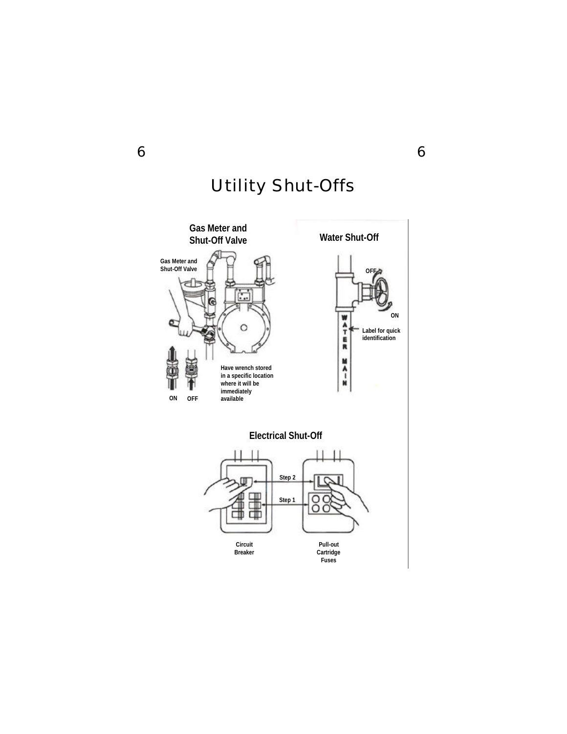# Utility Shut-Offs

## Gas Meter and Shut-Off Valve

Gas Meter and Shut-Off Valve

ON OFF

Have wrench stored in a specific location where it will be immediately available

## Water Shut-Off

OFF

ON

WATER MAIN

Label for quick identification

## Electrical Shut-Off

Step 2

Step 1

Circuit Breaker

Pull-out Cartridge Fuses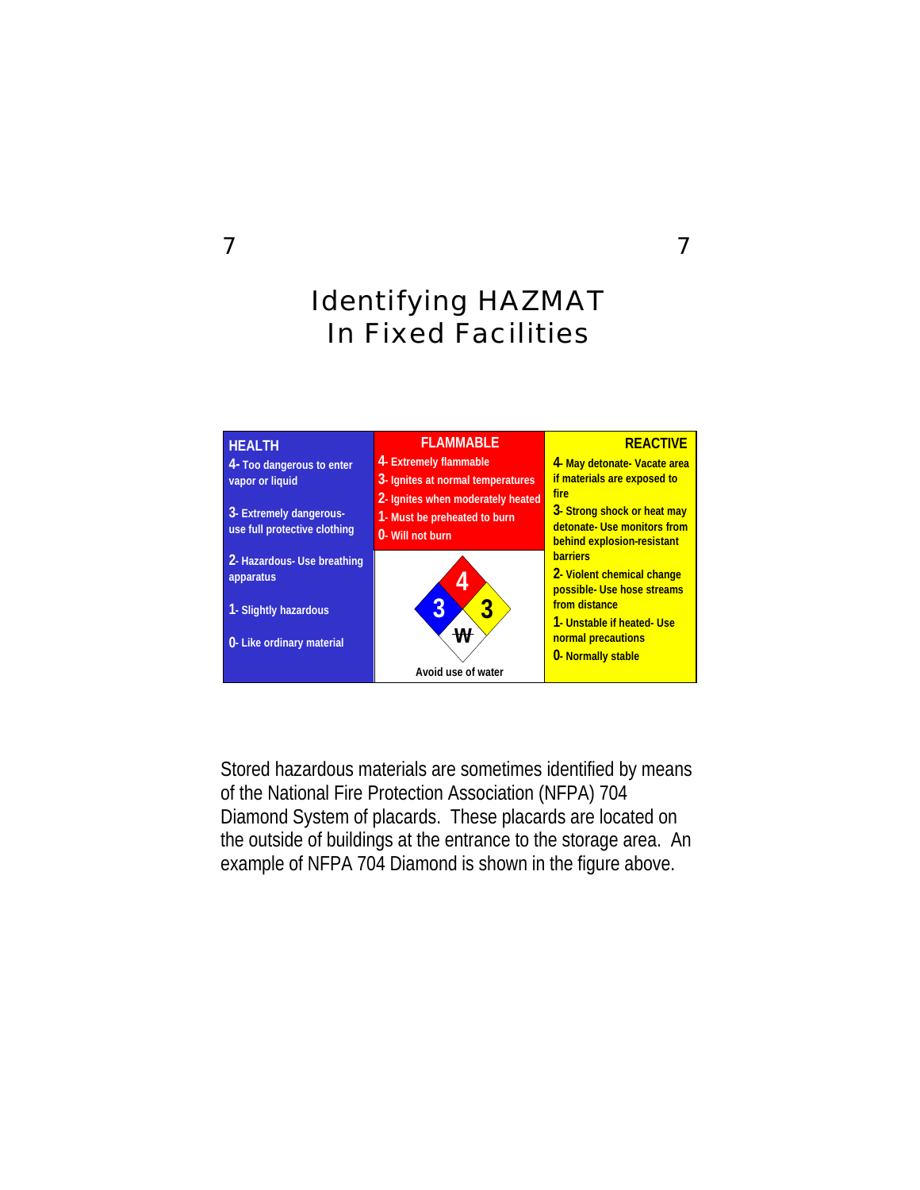# Identifying HAZMAT In Fixed Facilities

| HEALTH | FLAMMABLE | REACTIVE |
|---|---|---|
| **4**- Too dangerous to enter vapor or liquid | **4**- Extremely flammable | **4**- May detonate- Vacate area if materials are exposed to fire |
| **3**- Extremely dangerous- use full protective clothing | **3**- Ignites at normal temperatures | **3**- Strong shock or heat may detonate- Use monitors from behind explosion-resistant barriers |
| **2**- Hazardous- Use breathing apparatus | **2**- Ignites when moderately heated | **2**- Violent chemical change possible- Use hose streams from distance |
| **1**- Slightly hazardous | **1**- Must be preheated to burn | **1**- Unstable if heated- Use normal precautions |
| **0**- Like ordinary material | **0**- Will not burn | **0**- Normally stable |

Example diamond: Health 3, Flammable 4, Reactive 3, Special: W (crossed out) — Avoid use of water

Stored hazardous materials are sometimes identified by means of the National Fire Protection Association (NFPA) 704 Diamond System of placards. These placards are located on the outside of buildings at the entrance to the storage area. An example of NFPA 704 Diamond is shown in the figure above.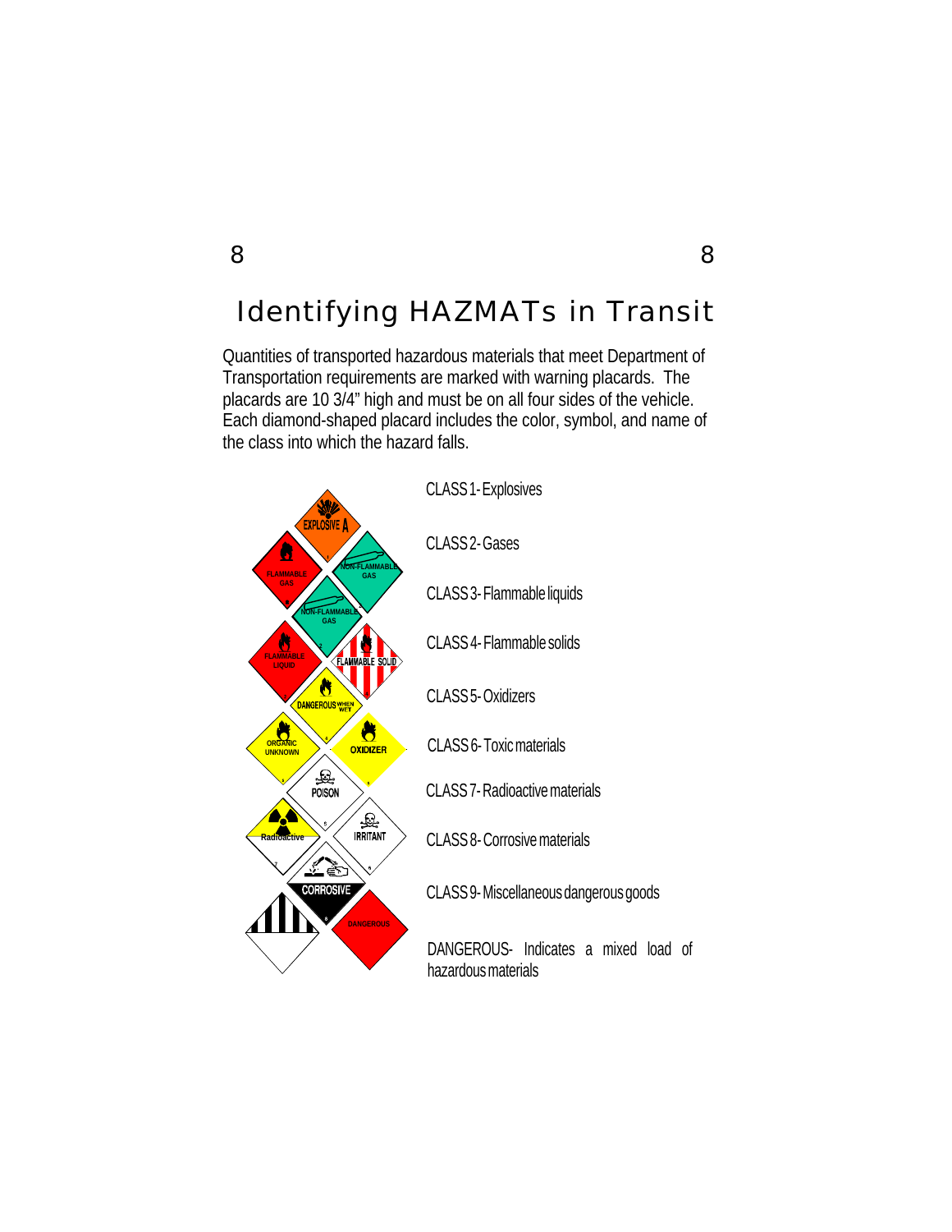# Identifying HAZMATs in Transit

Quantities of transported hazardous materials that meet Department of Transportation requirements are marked with warning placards. The placards are 10 3/4" high and must be on all four sides of the vehicle. Each diamond-shaped placard includes the color, symbol, and name of the class into which the hazard falls.

CLASS 1 - Explosives

CLASS 2 - Gases

CLASS 3 - Flammable liquids

CLASS 4 - Flammable solids

CLASS 5 - Oxidizers

CLASS 6 - Toxic materials

CLASS 7 - Radioactive materials

CLASS 8 - Corrosive materials

CLASS 9 - Miscellaneous dangerous goods

DANGEROUS- Indicates a mixed load of hazardous materials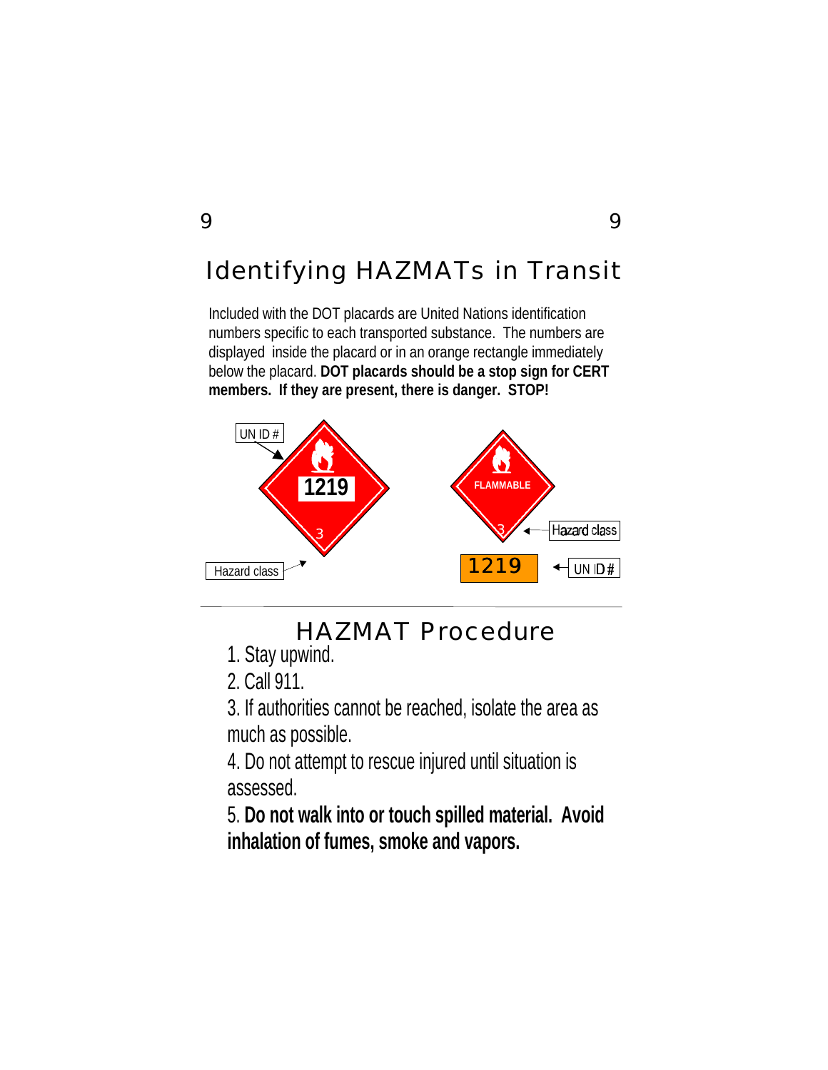# Identifying HAZMATs in Transit

Included with the DOT placards are United Nations identification numbers specific to each transported substance. The numbers are displayed inside the placard or in an orange rectangle immediately below the placard. **DOT placards should be a stop sign for CERT members. If they are present, there is danger. STOP!**

UN ID #

1219

3

Hazard class

FLAMMABLE

3

Hazard class

1219

UN ID #

## HAZMAT Procedure

1. Stay upwind.
2. Call 911.
3. If authorities cannot be reached, isolate the area as much as possible.
4. Do not attempt to rescue injured until situation is assessed.
5. **Do not walk into or touch spilled material. Avoid inhalation of fumes, smoke and vapors.**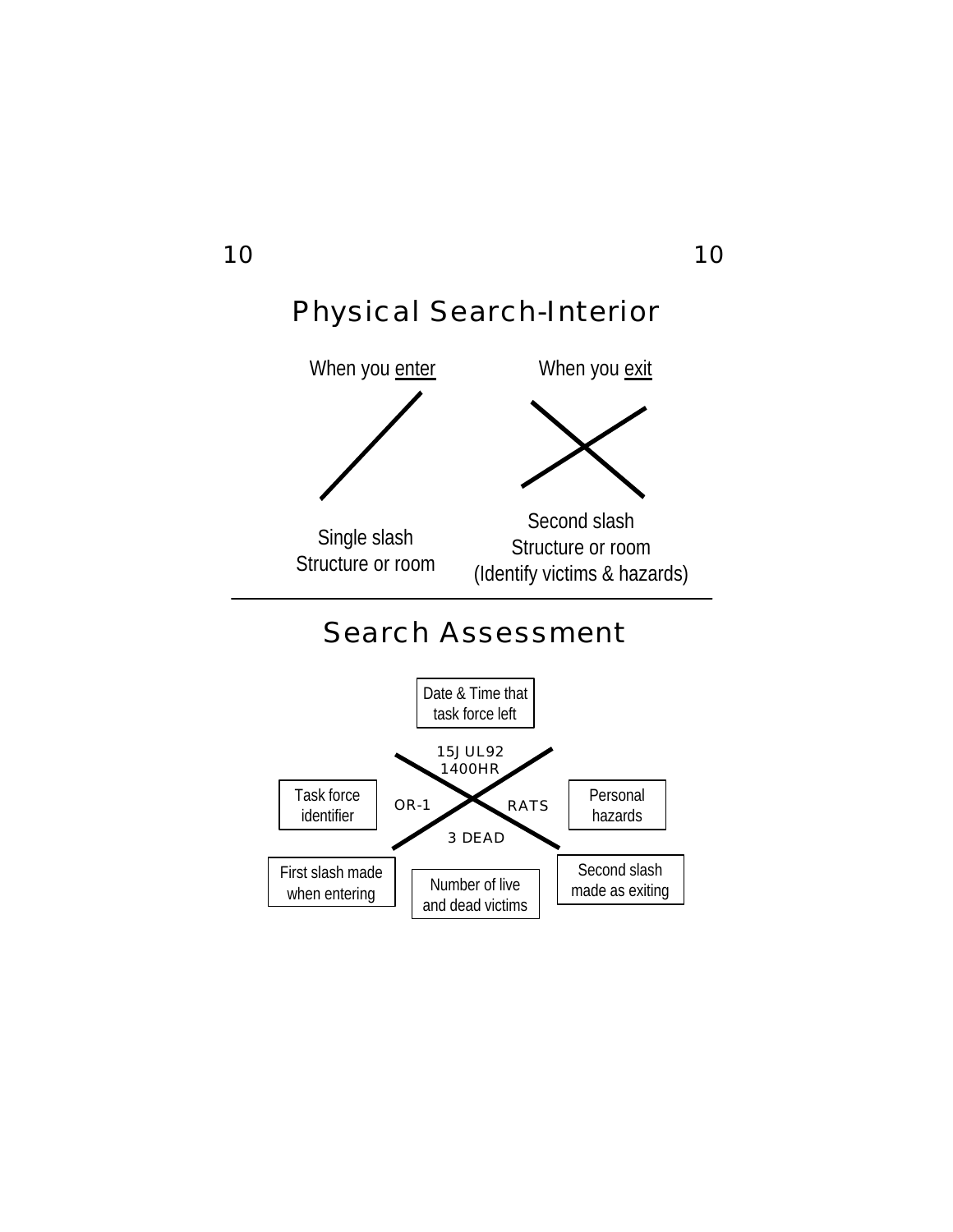## Physical Search-Interior

When you enter

Single slash
Structure or room

When you exit

Second slash
Structure or room
(Identify victims & hazards)

---

## Search Assessment

Date & Time that task force left

15JUL92
1400HR

Task force identifier

OR-1

RATS

Personal hazards

3 DEAD

First slash made when entering

Number of live and dead victims

Second slash made as exiting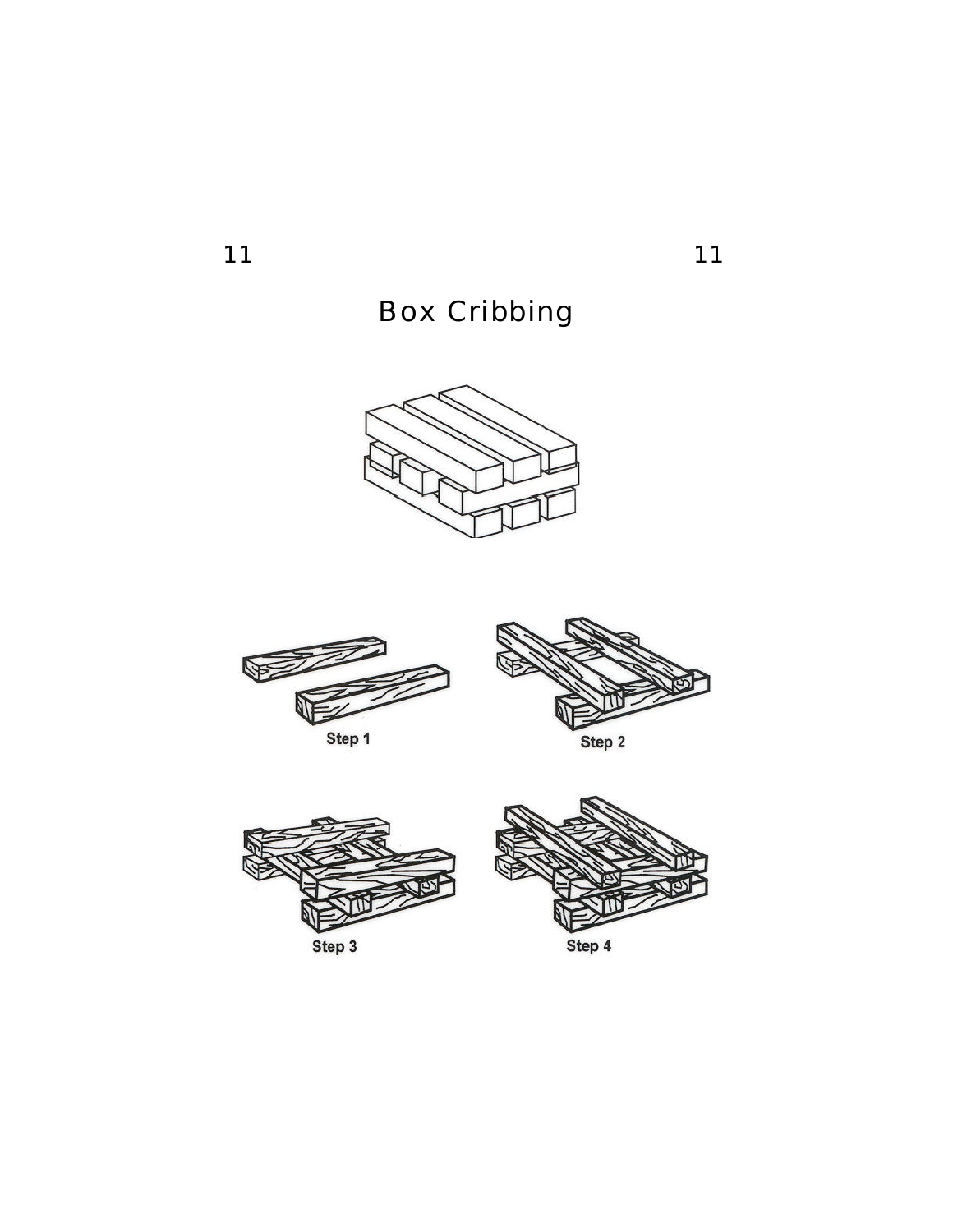# Box Cribbing

Step 1

Step 2

Step 3

Step 4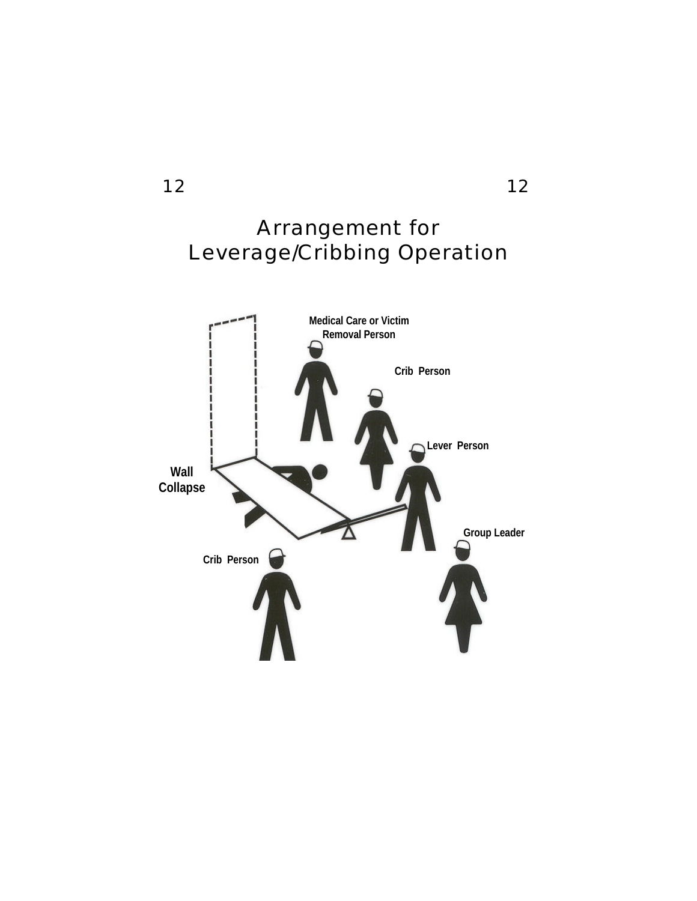# Arrangement for Leverage/Cribbing Operation

Medical Care or Victim Removal Person

Crib Person

Lever Person

Wall Collapse

Group Leader

Crib Person